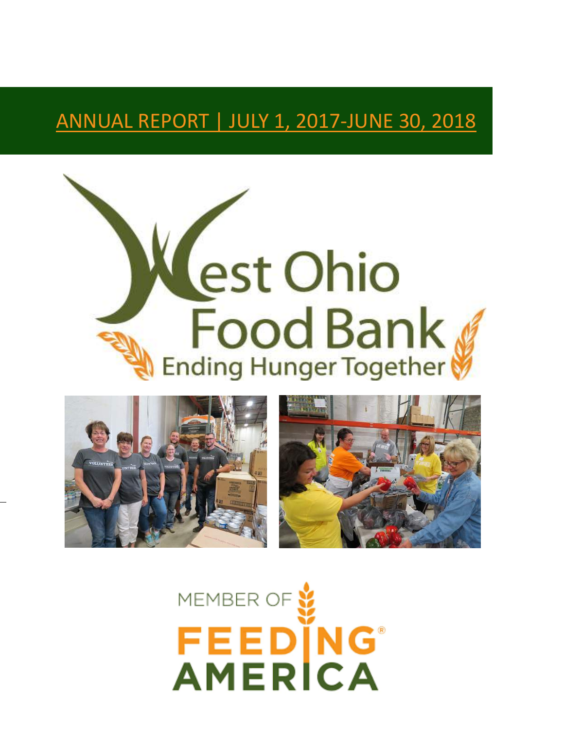# ANNUAL REPORT | JULY 1, 2017-JUNE 30, 2018

West Ohio Food Bank

Ending Hunger Together

MEMBER OF FEEDING AMERICA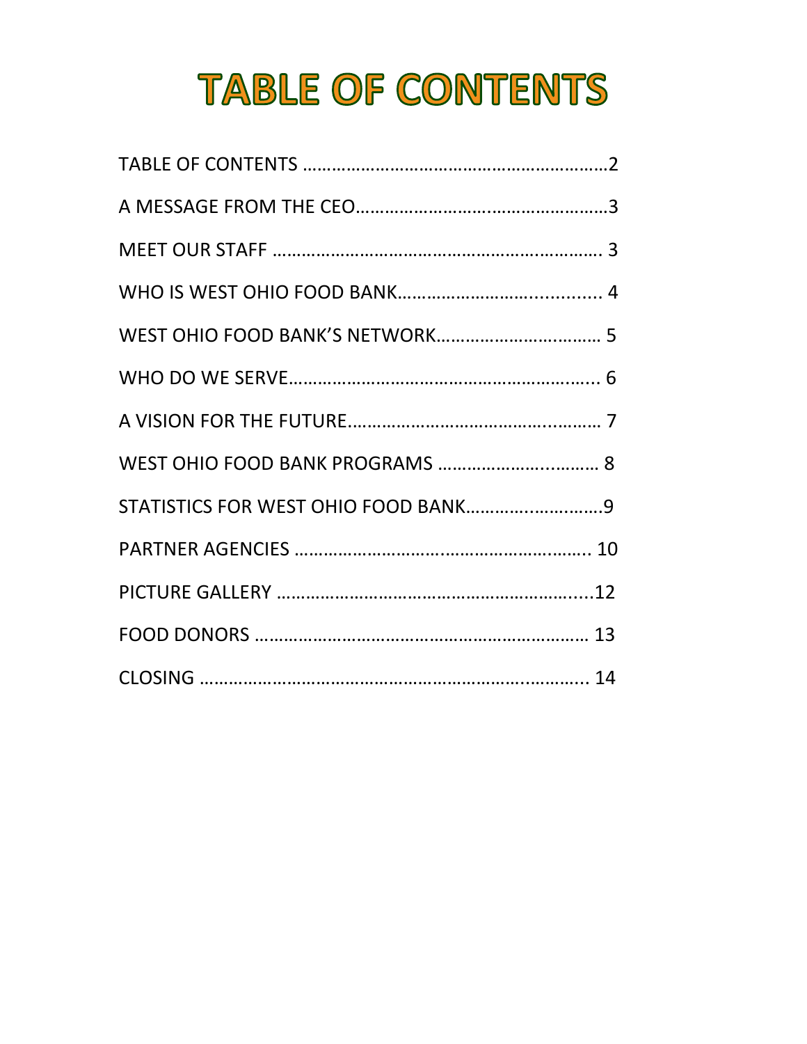# TABLE OF CONTENTS

TABLE OF CONTENTS ……………………………………………………2

A MESSAGE FROM THE CEO……………………………………………3

MEET OUR STAFF ………………………………………………………… 3

WHO IS WEST OHIO FOOD BANK………………………............ 4

WEST OHIO FOOD BANK'S NETWORK…………………………… 5

WHO DO WE SERVE……………………………………………………... 6

A VISION FOR THE FUTURE………………………………………… 7

WEST OHIO FOOD BANK PROGRAMS ……………………………… 8

STATISTICS FOR WEST OHIO FOOD BANK………………………9

PARTNER AGENCIES ……………………………………………………... 10

PICTURE GALLERY ……………………………………………………....12

FOOD DONORS ……………………………………………………………… 13

CLOSING ……………………………………………………………………... 14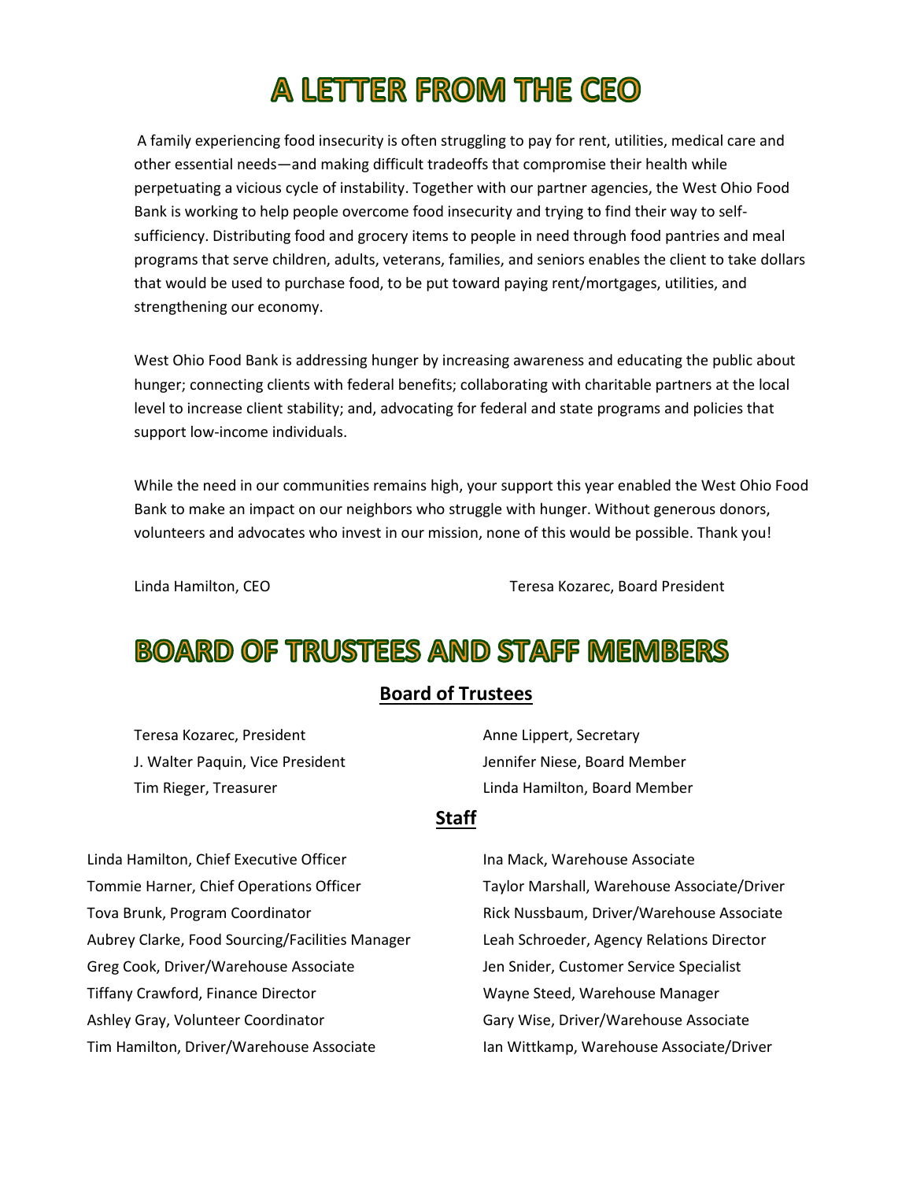# A LETTER FROM THE CEO

A family experiencing food insecurity is often struggling to pay for rent, utilities, medical care and other essential needs—and making difficult tradeoffs that compromise their health while perpetuating a vicious cycle of instability. Together with our partner agencies, the West Ohio Food Bank is working to help people overcome food insecurity and trying to find their way to self-sufficiency. Distributing food and grocery items to people in need through food pantries and meal programs that serve children, adults, veterans, families, and seniors enables the client to take dollars that would be used to purchase food, to be put toward paying rent/mortgages, utilities, and strengthening our economy.

West Ohio Food Bank is addressing hunger by increasing awareness and educating the public about hunger; connecting clients with federal benefits; collaborating with charitable partners at the local level to increase client stability; and, advocating for federal and state programs and policies that support low-income individuals.

While the need in our communities remains high, your support this year enabled the West Ohio Food Bank to make an impact on our neighbors who struggle with hunger. Without generous donors, volunteers and advocates who invest in our mission, none of this would be possible. Thank you!

Linda Hamilton, CEO

Teresa Kozarec, Board President

# BOARD OF TRUSTEES AND STAFF MEMBERS

## Board of Trustees

Teresa Kozarec, President
J. Walter Paquin, Vice President
Tim Rieger, Treasurer
Anne Lippert, Secretary
Jennifer Niese, Board Member
Linda Hamilton, Board Member

## Staff

Linda Hamilton, Chief Executive Officer
Tommie Harner, Chief Operations Officer
Tova Brunk, Program Coordinator
Aubrey Clarke, Food Sourcing/Facilities Manager
Greg Cook, Driver/Warehouse Associate
Tiffany Crawford, Finance Director
Ashley Gray, Volunteer Coordinator
Tim Hamilton, Driver/Warehouse Associate
Ina Mack, Warehouse Associate
Taylor Marshall, Warehouse Associate/Driver
Rick Nussbaum, Driver/Warehouse Associate
Leah Schroeder, Agency Relations Director
Jen Snider, Customer Service Specialist
Wayne Steed, Warehouse Manager
Gary Wise, Driver/Warehouse Associate
Ian Wittkamp, Warehouse Associate/Driver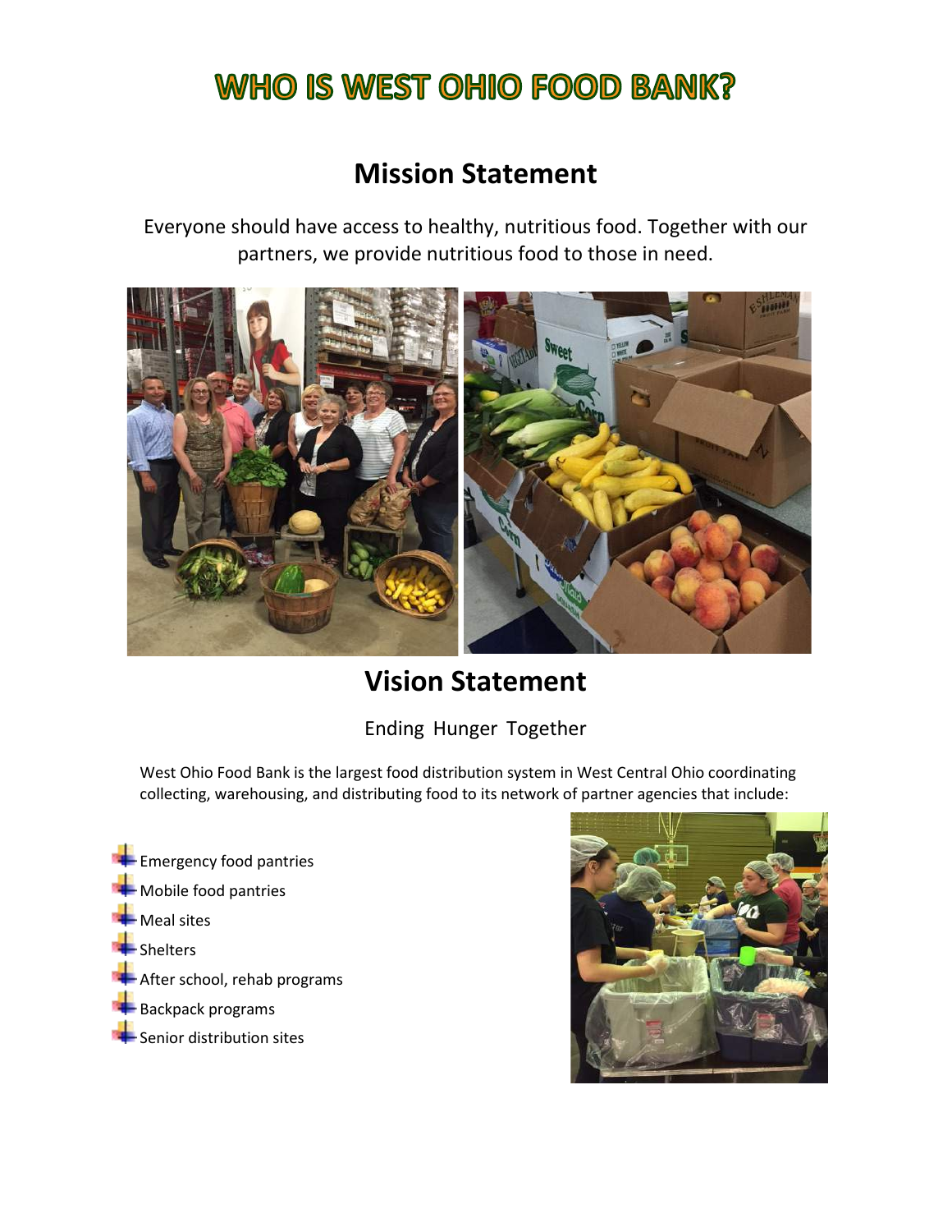# WHO IS WEST OHIO FOOD BANK?

## Mission Statement

Everyone should have access to healthy, nutritious food. Together with our partners, we provide nutritious food to those in need.

## Vision Statement

Ending Hunger Together

West Ohio Food Bank is the largest food distribution system in West Central Ohio coordinating collecting, warehousing, and distributing food to its network of partner agencies that include:

- Emergency food pantries
- Mobile food pantries
- Meal sites
- Shelters
- After school, rehab programs
- Backpack programs
- Senior distribution sites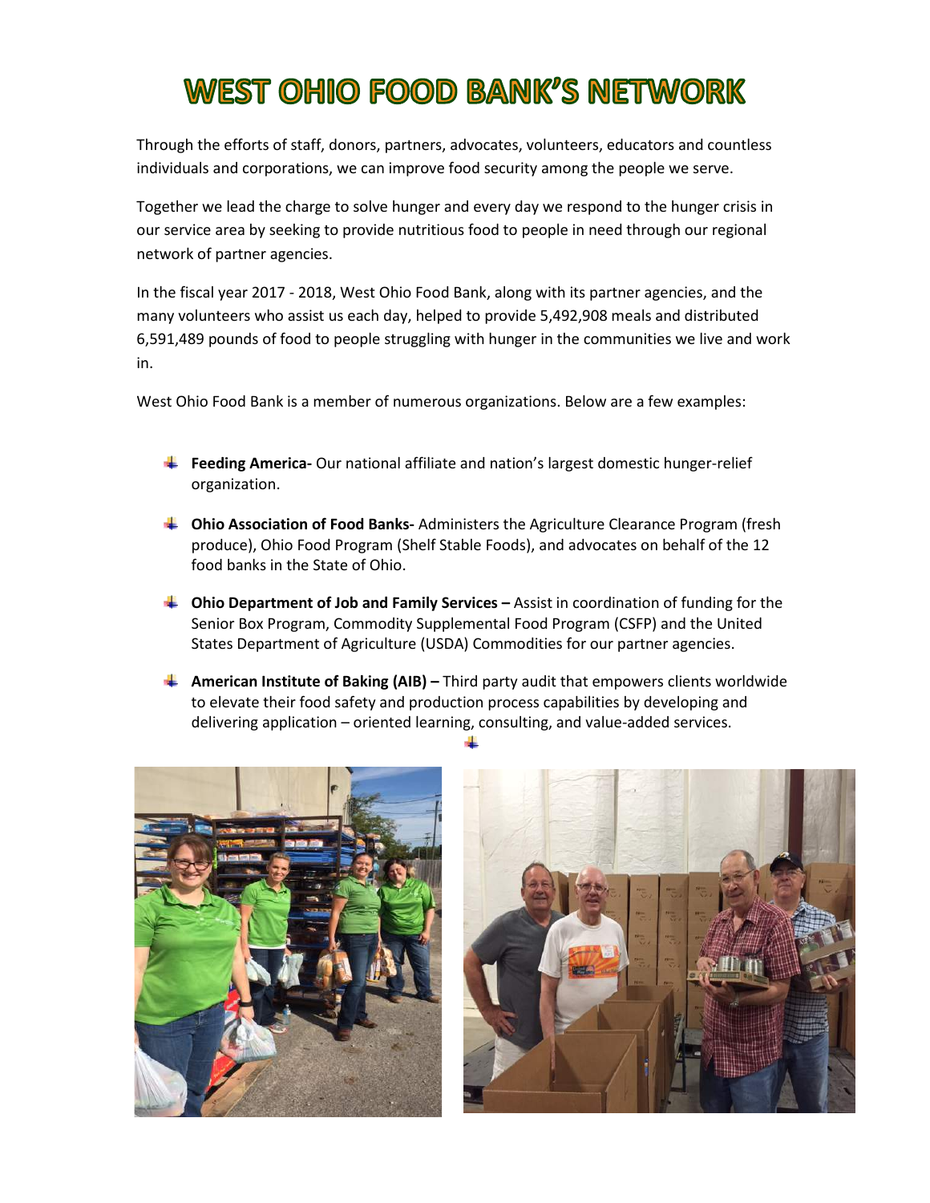# WEST OHIO FOOD BANK'S NETWORK

Through the efforts of staff, donors, partners, advocates, volunteers, educators and countless individuals and corporations, we can improve food security among the people we serve.

Together we lead the charge to solve hunger and every day we respond to the hunger crisis in our service area by seeking to provide nutritious food to people in need through our regional network of partner agencies.

In the fiscal year 2017 - 2018, West Ohio Food Bank, along with its partner agencies, and the many volunteers who assist us each day, helped to provide 5,492,908 meals and distributed 6,591,489 pounds of food to people struggling with hunger in the communities we live and work in.

West Ohio Food Bank is a member of numerous organizations. Below are a few examples:

- **Feeding America-** Our national affiliate and nation's largest domestic hunger-relief organization.
- **Ohio Association of Food Banks-** Administers the Agriculture Clearance Program (fresh produce), Ohio Food Program (Shelf Stable Foods), and advocates on behalf of the 12 food banks in the State of Ohio.
- **Ohio Department of Job and Family Services –** Assist in coordination of funding for the Senior Box Program, Commodity Supplemental Food Program (CSFP) and the United States Department of Agriculture (USDA) Commodities for our partner agencies.
- **American Institute of Baking (AIB) –** Third party audit that empowers clients worldwide to elevate their food safety and production process capabilities by developing and delivering application – oriented learning, consulting, and value-added services.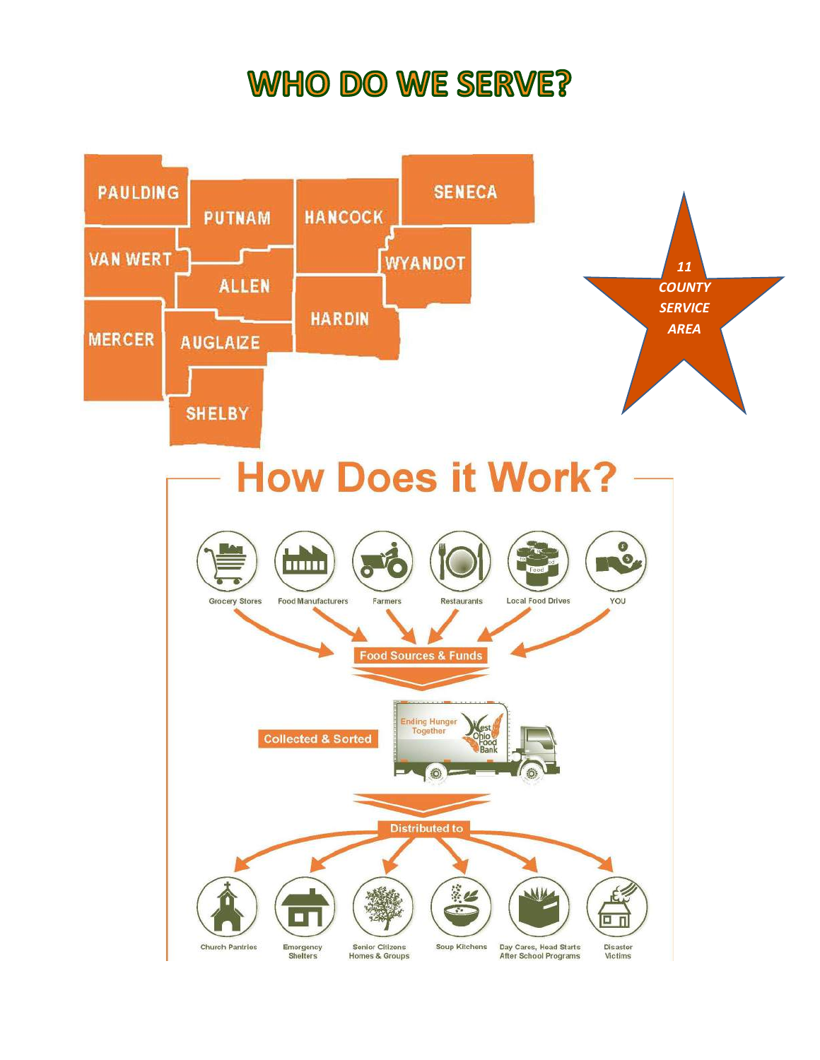# WHO DO WE SERVE?

PAULDING
PUTNAM
HANCOCK
SENECA
VAN WERT
ALLEN
WYANDOT
MERCER
AUGLAIZE
HARDIN
SHELBY

*11 COUNTY SERVICE AREA*

# How Does it Work?

Grocery Stores | Food Manufacturers | Farmers | Restaurants | Local Food Drives | YOU

**Food Sources & Funds**

**Collected & Sorted**

Ending Hunger Together
West Ohio Food Bank

**Distributed to**

Church Pantries | Emergency Shelters | Senior Citizens Homes & Groups | Soup Kitchens | Day Cares, Head Starts After School Programs | Disaster Victims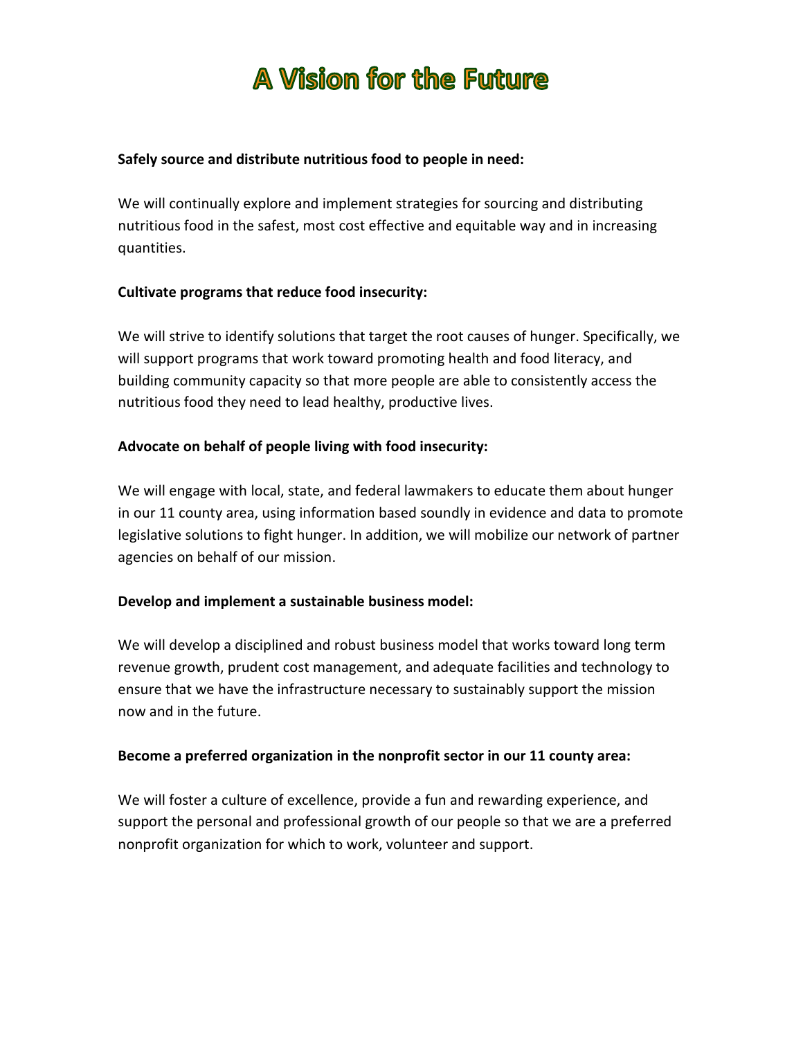# A Vision for the Future

**Safely source and distribute nutritious food to people in need:**

We will continually explore and implement strategies for sourcing and distributing nutritious food in the safest, most cost effective and equitable way and in increasing quantities.

**Cultivate programs that reduce food insecurity:**

We will strive to identify solutions that target the root causes of hunger. Specifically, we will support programs that work toward promoting health and food literacy, and building community capacity so that more people are able to consistently access the nutritious food they need to lead healthy, productive lives.

**Advocate on behalf of people living with food insecurity:**

We will engage with local, state, and federal lawmakers to educate them about hunger in our 11 county area, using information based soundly in evidence and data to promote legislative solutions to fight hunger. In addition, we will mobilize our network of partner agencies on behalf of our mission.

**Develop and implement a sustainable business model:**

We will develop a disciplined and robust business model that works toward long term revenue growth, prudent cost management, and adequate facilities and technology to ensure that we have the infrastructure necessary to sustainably support the mission now and in the future.

**Become a preferred organization in the nonprofit sector in our 11 county area:**

We will foster a culture of excellence, provide a fun and rewarding experience, and support the personal and professional growth of our people so that we are a preferred nonprofit organization for which to work, volunteer and support.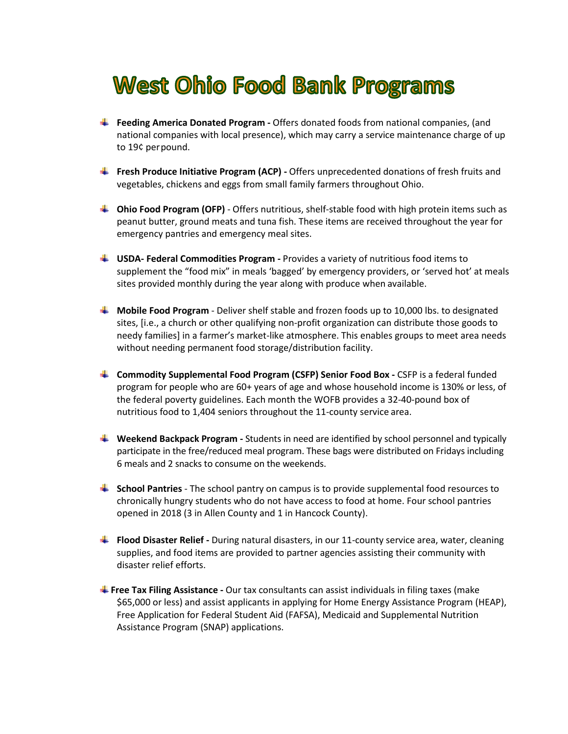# West Ohio Food Bank Programs

- **Feeding America Donated Program -** Offers donated foods from national companies, (and national companies with local presence), which may carry a service maintenance charge of up to 19¢ per pound.

- **Fresh Produce Initiative Program (ACP) -** Offers unprecedented donations of fresh fruits and vegetables, chickens and eggs from small family farmers throughout Ohio.

- **Ohio Food Program (OFP)** - Offers nutritious, shelf-stable food with high protein items such as peanut butter, ground meats and tuna fish. These items are received throughout the year for emergency pantries and emergency meal sites.

- **USDA- Federal Commodities Program -** Provides a variety of nutritious food items to supplement the "food mix" in meals 'bagged' by emergency providers, or 'served hot' at meals sites provided monthly during the year along with produce when available.

- **Mobile Food Program** - Deliver shelf stable and frozen foods up to 10,000 lbs. to designated sites, [i.e., a church or other qualifying non-profit organization can distribute those goods to needy families] in a farmer's market-like atmosphere. This enables groups to meet area needs without needing permanent food storage/distribution facility.

- **Commodity Supplemental Food Program (CSFP) Senior Food Box -** CSFP is a federal funded program for people who are 60+ years of age and whose household income is 130% or less, of the federal poverty guidelines. Each month the WOFB provides a 32-40-pound box of nutritious food to 1,404 seniors throughout the 11-county service area.

- **Weekend Backpack Program -** Students in need are identified by school personnel and typically participate in the free/reduced meal program. These bags were distributed on Fridays including 6 meals and 2 snacks to consume on the weekends.

- **School Pantries** - The school pantry on campus is to provide supplemental food resources to chronically hungry students who do not have access to food at home. Four school pantries opened in 2018 (3 in Allen County and 1 in Hancock County).

- **Flood Disaster Relief -** During natural disasters, in our 11-county service area, water, cleaning supplies, and food items are provided to partner agencies assisting their community with disaster relief efforts.

- **Free Tax Filing Assistance -** Our tax consultants can assist individuals in filing taxes (make $65,000 or less) and assist applicants in applying for Home Energy Assistance Program (HEAP), Free Application for Federal Student Aid (FAFSA), Medicaid and Supplemental Nutrition Assistance Program (SNAP) applications.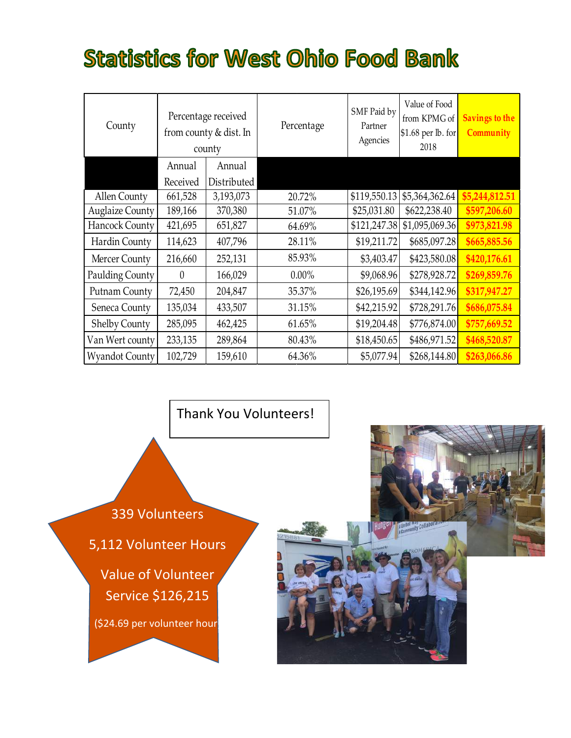# Statistics for West Ohio Food Bank

| County | Percentage received from county & dist. In county | | Percentage | SMF Paid by Partner Agencies | Value of Food from KPMG of $1.68 per lb. for 2018 | Savings to the Community |
|---|---|---|---|---|---|---|
| | Annual Received | Annual Distributed | | | | |
| Allen County | 661,528 | 3,193,073 | 20.72% | $119,550.13 | $5,364,362.64 | $5,244,812.51 |
| Auglaize County | 189,166 | 370,380 | 51.07% | $25,031.80 | $622,238.40 | $597,206.60 |
| Hancock County | 421,695 | 651,827 | 64.69% | $121,247.38 | $1,095,069.36 | $973,821.98 |
| Hardin County | 114,623 | 407,796 | 28.11% | $19,211.72 | $685,097.28 | $665,885.56 |
| Mercer County | 216,660 | 252,131 | 85.93% | $3,403.47 | $423,580.08 | $420,176.61 |
| Paulding County | 0 | 166,029 | 0.00% | $9,068.96 | $278,928.72 | $269,859.76 |
| Putnam County | 72,450 | 204,847 | 35.37% | $26,195.69 | $344,142.96 | $317,947.27 |
| Seneca County | 135,034 | 433,507 | 31.15% | $42,215.92 | $728,291.76 | $686,075.84 |
| Shelby County | 285,095 | 462,425 | 61.65% | $19,204.48 | $776,874.00 | $757,669.52 |
| Van Wert county | 233,135 | 289,864 | 80.43% | $18,450.65 | $486,971.52 | $468,520.87 |
| Wyandot County | 102,729 | 159,610 | 64.36% | $5,077.94 | $268,144.80 | $263,066.86 |

Thank You Volunteers!

339 Volunteers

5,112 Volunteer Hours

Value of Volunteer Service $126,215

($24.69 per volunteer hour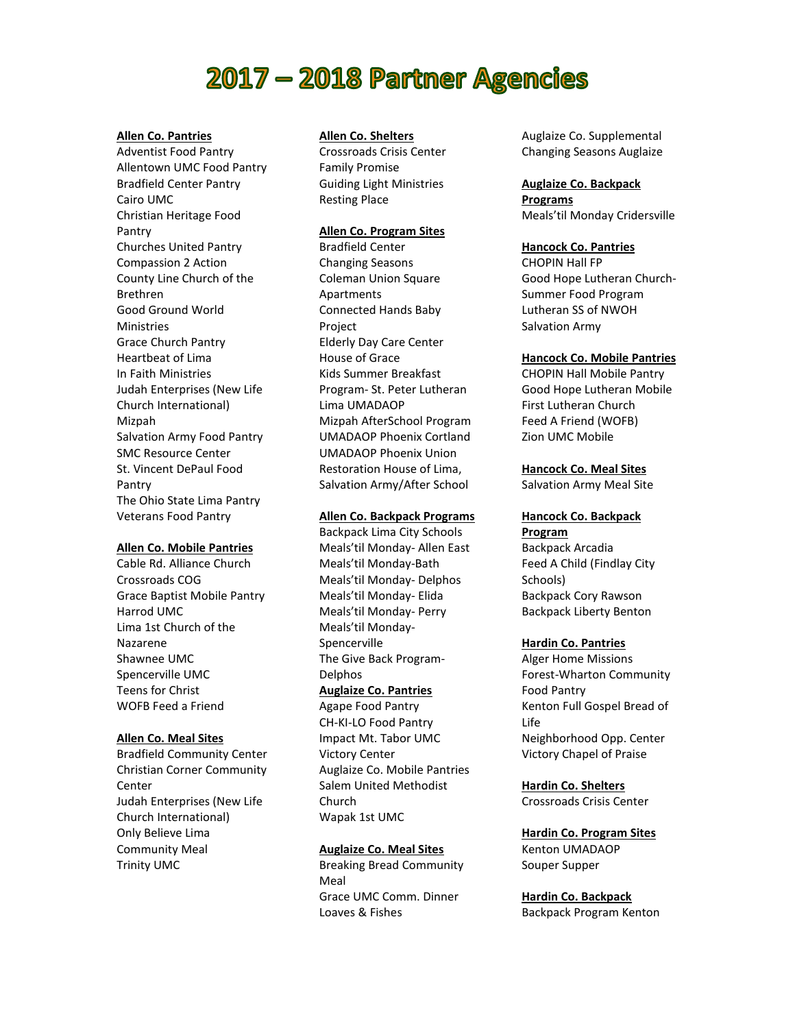# 2017 – 2018 Partner Agencies

**Allen Co. Pantries**

Adventist Food Pantry
Allentown UMC Food Pantry
Bradfield Center Pantry
Cairo UMC
Christian Heritage Food Pantry
Churches United Pantry
Compassion 2 Action
County Line Church of the Brethren
Good Ground World Ministries
Grace Church Pantry
Heartbeat of Lima
In Faith Ministries
Judah Enterprises (New Life Church International)
Mizpah
Salvation Army Food Pantry
SMC Resource Center
St. Vincent DePaul Food Pantry
The Ohio State Lima Pantry
Veterans Food Pantry

**Allen Co. Mobile Pantries**

Cable Rd. Alliance Church
Crossroads COG
Grace Baptist Mobile Pantry
Harrod UMC
Lima 1st Church of the Nazarene
Shawnee UMC
Spencerville UMC
Teens for Christ
WOFB Feed a Friend

**Allen Co. Meal Sites**

Bradfield Community Center
Christian Corner Community Center
Judah Enterprises (New Life Church International)
Only Believe Lima
Community Meal
Trinity UMC

**Allen Co. Shelters**

Crossroads Crisis Center
Family Promise
Guiding Light Ministries
Resting Place

**Allen Co. Program Sites**

Bradfield Center
Changing Seasons
Coleman Union Square Apartments
Connected Hands Baby Project
Elderly Day Care Center
House of Grace
Kids Summer Breakfast Program- St. Peter Lutheran
Lima UMADAOP
Mizpah AfterSchool Program
UMADAOP Phoenix Cortland
UMADAOP Phoenix Union
Restoration House of Lima,
Salvation Army/After School

**Allen Co. Backpack Programs**

Backpack Lima City Schools
Meals'til Monday- Allen East
Meals'til Monday-Bath
Meals'til Monday- Delphos
Meals'til Monday- Elida
Meals'til Monday- Perry
Meals'til Monday- Spencerville
The Give Back Program- Delphos

**Auglaize Co. Pantries**

Agape Food Pantry
CH-KI-LO Food Pantry
Impact Mt. Tabor UMC
Victory Center
Auglaize Co. Mobile Pantries
Salem United Methodist Church
Wapak 1st UMC

**Auglaize Co. Meal Sites**

Breaking Bread Community Meal
Grace UMC Comm. Dinner
Loaves & Fishes
Auglaize Co. Supplemental
Changing Seasons Auglaize

**Auglaize Co. Backpack Programs**

Meals'til Monday Cridersville

**Hancock Co. Pantries**

CHOPIN Hall FP
Good Hope Lutheran Church- Summer Food Program
Lutheran SS of NWOH
Salvation Army

**Hancock Co. Mobile Pantries**

CHOPIN Hall Mobile Pantry
Good Hope Lutheran Mobile
First Lutheran Church
Feed A Friend (WOFB)
Zion UMC Mobile

**Hancock Co. Meal Sites**

Salvation Army Meal Site

**Hancock Co. Backpack Program**

Backpack Arcadia
Feed A Child (Findlay City Schools)
Backpack Cory Rawson
Backpack Liberty Benton

**Hardin Co. Pantries**

Alger Home Missions
Forest-Wharton Community Food Pantry
Kenton Full Gospel Bread of Life
Neighborhood Opp. Center
Victory Chapel of Praise

**Hardin Co. Shelters**

Crossroads Crisis Center

**Hardin Co. Program Sites**

Kenton UMADAOP
Souper Supper

**Hardin Co. Backpack**

Backpack Program Kenton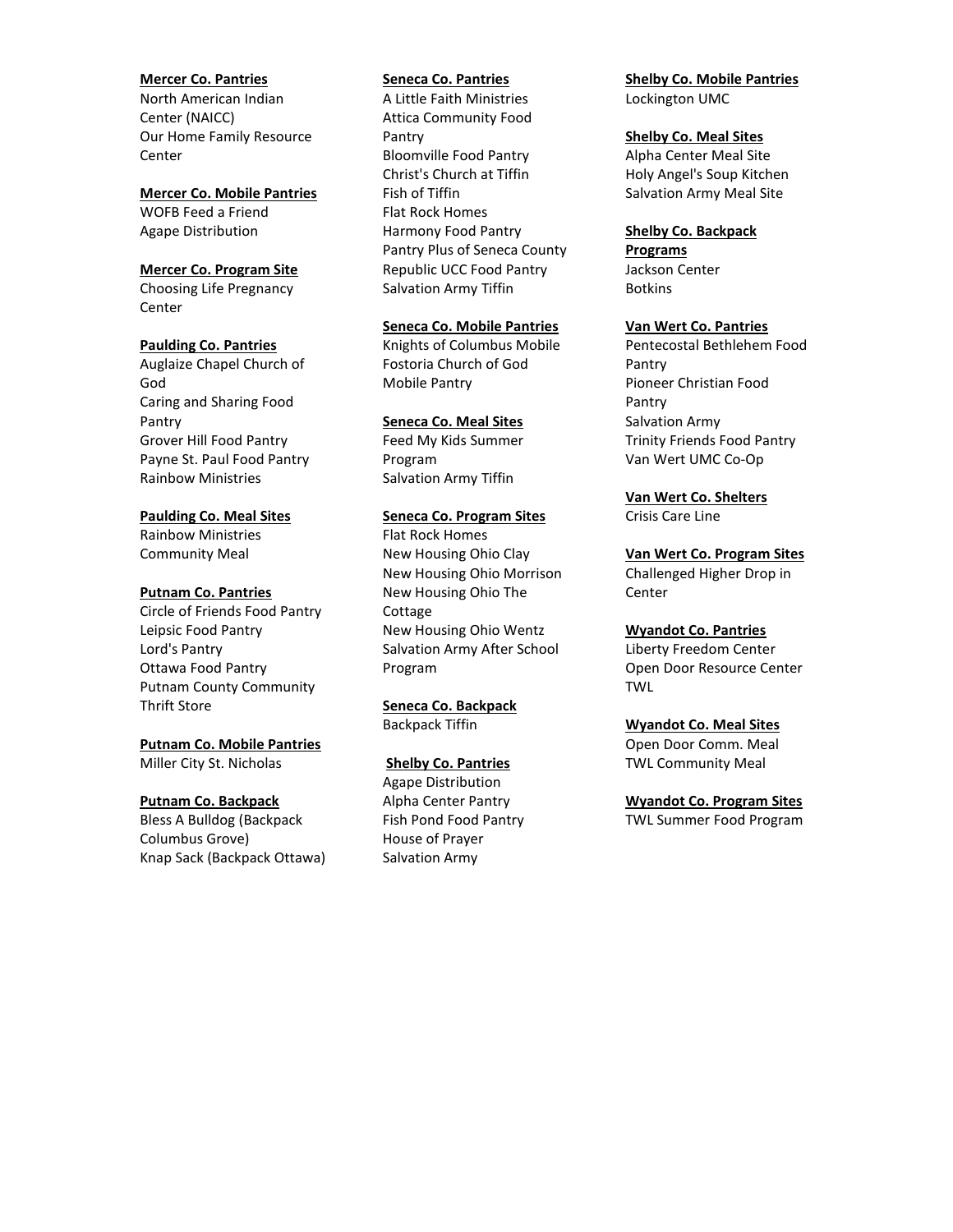**Mercer Co. Pantries**

North American Indian Center (NAICC)
Our Home Family Resource Center

**Mercer Co. Mobile Pantries**

WOFB Feed a Friend
Agape Distribution

**Mercer Co. Program Site**

Choosing Life Pregnancy Center

**Paulding Co. Pantries**

Auglaize Chapel Church of God
Caring and Sharing Food Pantry
Grover Hill Food Pantry
Payne St. Paul Food Pantry
Rainbow Ministries

**Paulding Co. Meal Sites**

Rainbow Ministries Community Meal

**Putnam Co. Pantries**

Circle of Friends Food Pantry
Leipsic Food Pantry
Lord's Pantry
Ottawa Food Pantry
Putnam County Community Thrift Store

**Putnam Co. Mobile Pantries**

Miller City St. Nicholas

**Putnam Co. Backpack**

Bless A Bulldog (Backpack Columbus Grove)
Knap Sack (Backpack Ottawa)

**Seneca Co. Pantries**

A Little Faith Ministries
Attica Community Food Pantry
Bloomville Food Pantry
Christ's Church at Tiffin
Fish of Tiffin
Flat Rock Homes
Harmony Food Pantry
Pantry Plus of Seneca County
Republic UCC Food Pantry
Salvation Army Tiffin

**Seneca Co. Mobile Pantries**

Knights of Columbus Mobile
Fostoria Church of God Mobile Pantry

**Seneca Co. Meal Sites**

Feed My Kids Summer Program
Salvation Army Tiffin

**Seneca Co. Program Sites**

Flat Rock Homes
New Housing Ohio Clay
New Housing Ohio Morrison
New Housing Ohio The Cottage
New Housing Ohio Wentz
Salvation Army After School Program

**Seneca Co. Backpack**

Backpack Tiffin

**Shelby Co. Pantries**

Agape Distribution
Alpha Center Pantry
Fish Pond Food Pantry
House of Prayer
Salvation Army

**Shelby Co. Mobile Pantries**

Lockington UMC

**Shelby Co. Meal Sites**

Alpha Center Meal Site
Holy Angel's Soup Kitchen
Salvation Army Meal Site

**Shelby Co. Backpack Programs**

Jackson Center
Botkins

**Van Wert Co. Pantries**

Pentecostal Bethlehem Food Pantry
Pioneer Christian Food Pantry
Salvation Army
Trinity Friends Food Pantry
Van Wert UMC Co-Op

**Van Wert Co. Shelters**

Crisis Care Line

**Van Wert Co. Program Sites**

Challenged Higher Drop in Center

**Wyandot Co. Pantries**

Liberty Freedom Center
Open Door Resource Center
TWL

**Wyandot Co. Meal Sites**

Open Door Comm. Meal
TWL Community Meal

**Wyandot Co. Program Sites**

TWL Summer Food Program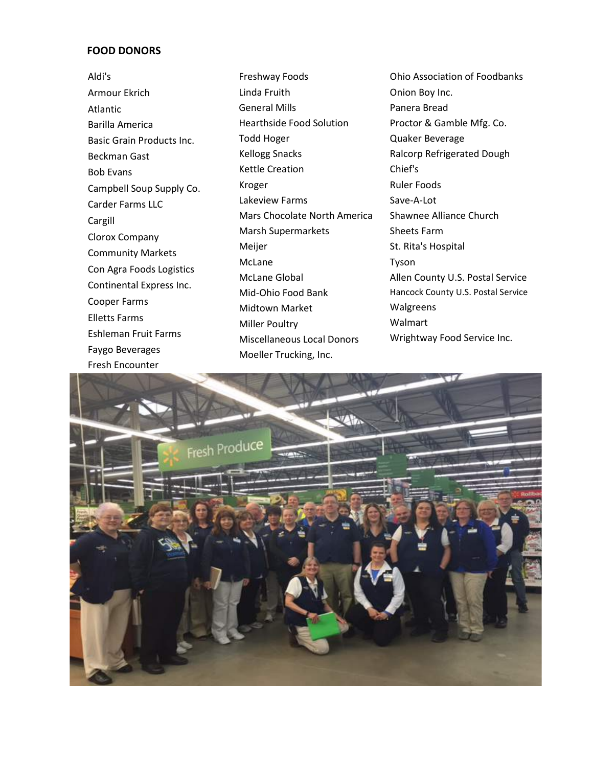**FOOD DONORS**

- Aldi's
- Armour Ekrich
- Atlantic
- Barilla America
- Basic Grain Products Inc.
- Beckman Gast
- Bob Evans
- Campbell Soup Supply Co.
- Carder Farms LLC
- Cargill
- Clorox Company
- Community Markets
- Con Agra Foods Logistics
- Continental Express Inc.
- Cooper Farms
- Elletts Farms
- Eshleman Fruit Farms
- Faygo Beverages
- Fresh Encounter
- Freshway Foods
- Linda Fruith
- General Mills
- Hearthside Food Solution
- Todd Hoger
- Kellogg Snacks
- Kettle Creation
- Kroger
- Lakeview Farms
- Mars Chocolate North America
- Marsh Supermarkets
- Meijer
- McLane
- McLane Global
- Mid-Ohio Food Bank
- Midtown Market
- Miller Poultry
- Miscellaneous Local Donors
- Moeller Trucking, Inc.
- Ohio Association of Foodbanks
- Onion Boy Inc.
- Panera Bread
- Proctor & Gamble Mfg. Co.
- Quaker Beverage
- Ralcorp Refrigerated Dough
- Chief's
- Ruler Foods
- Save-A-Lot
- Shawnee Alliance Church
- Sheets Farm
- St. Rita's Hospital
- Tyson
- Allen County U.S. Postal Service
- Hancock County U.S. Postal Service
- Walgreens
- Walmart
- Wrightway Food Service Inc.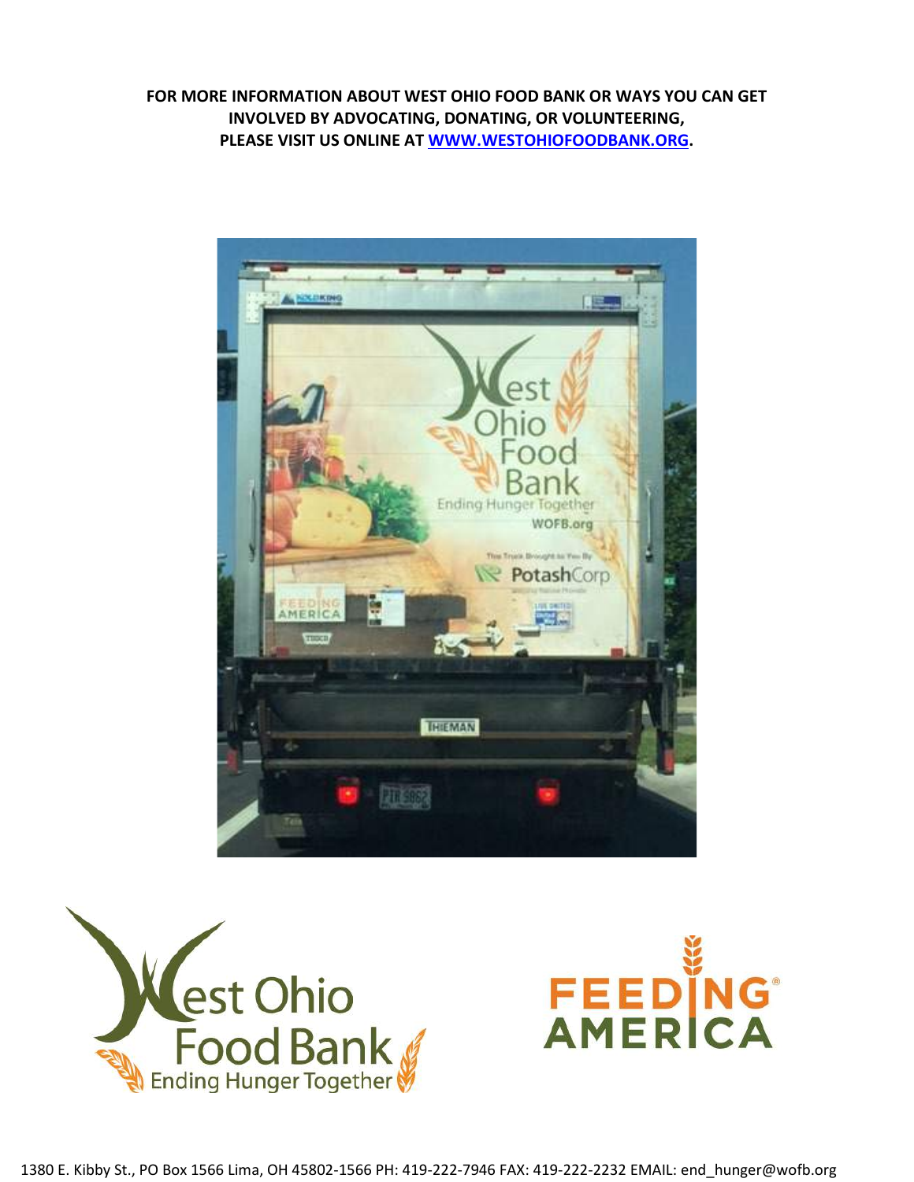**FOR MORE INFORMATION ABOUT WEST OHIO FOOD BANK OR WAYS YOU CAN GET INVOLVED BY ADVOCATING, DONATING, OR VOLUNTEERING, PLEASE VISIT US ONLINE AT [WWW.WESTOHIOFOODBANK.ORG](http://www.westohiofoodbank.org).**

1380 E. Kibby St., PO Box 1566 Lima, OH 45802-1566 PH: 419-222-7946 FAX: 419-222-2232 EMAIL: end_hunger@wofb.org